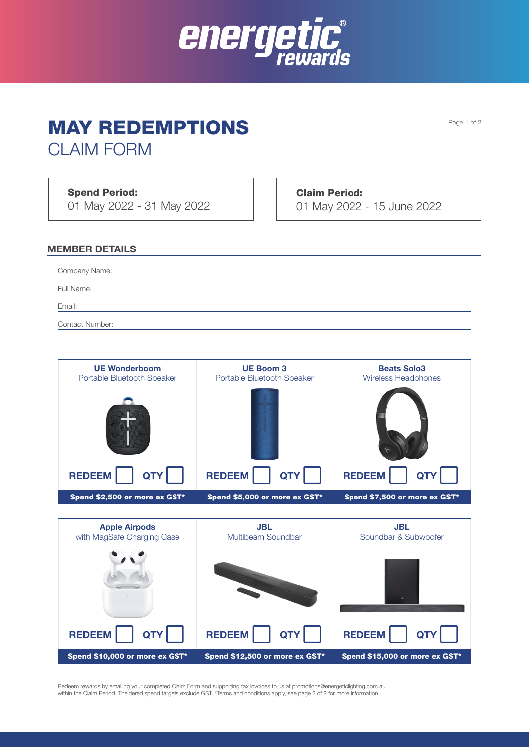energetic® rewards

# MAY REDEMPTIONS

## CLAIM FORM

**Spend Period:**
01 May 2022 - 31 May 2022

**Claim Period:**
01 May 2022 - 15 June 2022

### MEMBER DETAILS

Company Name:

Full Name:

Email:

Contact Number:

| UE Wonderboom<br>Portable Bluetooth Speaker | UE Boom 3<br>Portable Bluetooth Speaker | Beats Solo3<br>Wireless Headphones |
|---|---|---|
| REDEEM ☐ QTY ☐ | REDEEM ☐ QTY ☐ | REDEEM ☐ QTY ☐ |
| **Spend $2,500 or more ex GST*** | **Spend $5,000 or more ex GST*** | **Spend $7,500 or more ex GST*** |

| Apple Airpods<br>with MagSafe Charging Case | JBL<br>Multibeam Soundbar | JBL<br>Soundbar & Subwoofer |
|---|---|---|
| REDEEM ☐ QTY ☐ | REDEEM ☐ QTY ☐ | REDEEM ☐ QTY ☐ |
| **Spend $10,000 or more ex GST*** | **Spend $12,500 or more ex GST*** | **Spend $15,000 or more ex GST*** |

Redeem rewards by emailing your completed Claim Form and supporting tax invoices to us at promotions@energeticlighting.com.au within the Claim Period. The tiered spend targets exclude GST. *Terms and conditions apply, see page 2 of 2 for more information.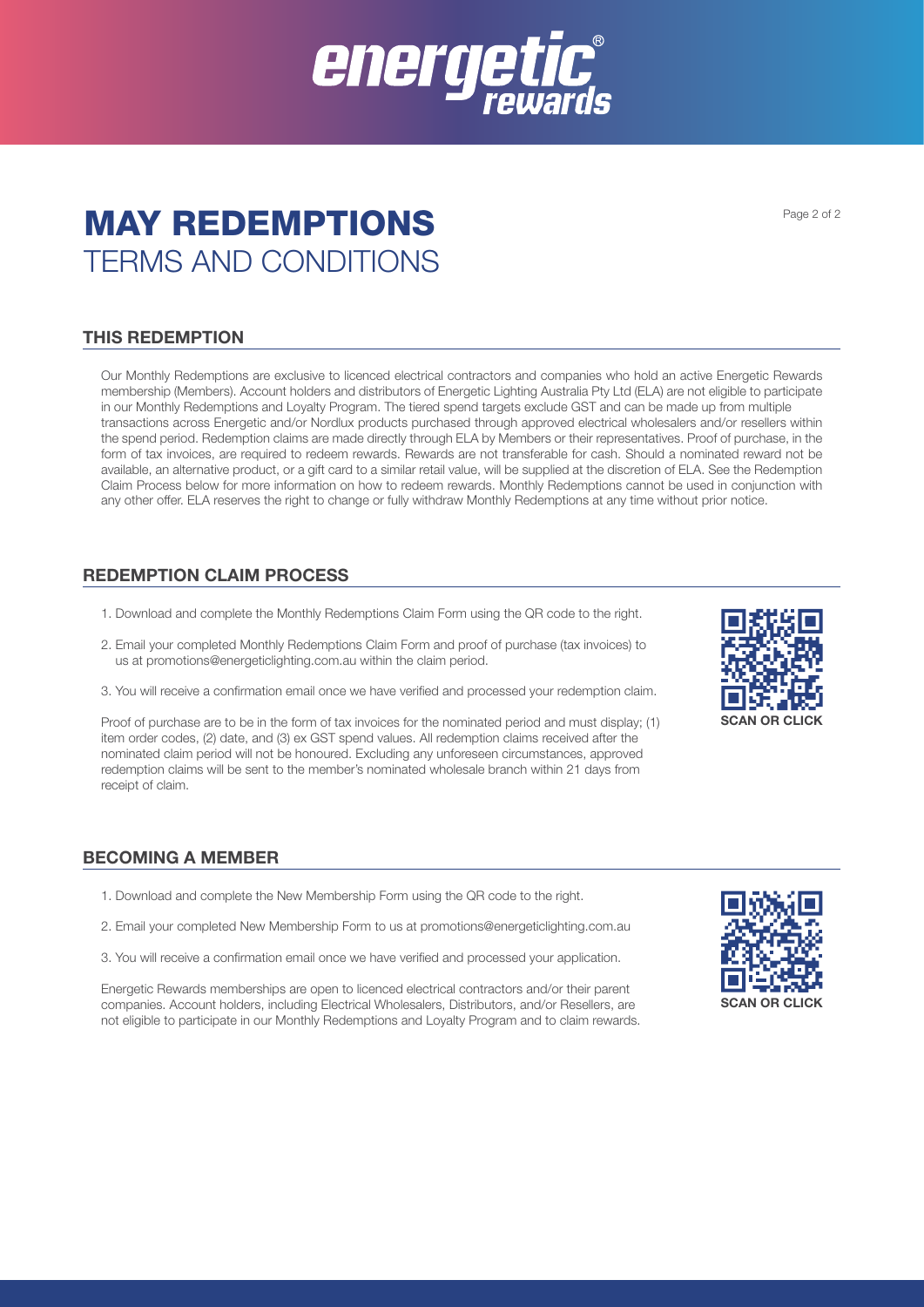# MAY REDEMPTIONS
## TERMS AND CONDITIONS

### THIS REDEMPTION

Our Monthly Redemptions are exclusive to licenced electrical contractors and companies who hold an active Energetic Rewards membership (Members). Account holders and distributors of Energetic Lighting Australia Pty Ltd (ELA) are not eligible to participate in our Monthly Redemptions and Loyalty Program. The tiered spend targets exclude GST and can be made up from multiple transactions across Energetic and/or Nordlux products purchased through approved electrical wholesalers and/or resellers within the spend period. Redemption claims are made directly through ELA by Members or their representatives. Proof of purchase, in the form of tax invoices, are required to redeem rewards. Rewards are not transferable for cash. Should a nominated reward not be available, an alternative product, or a gift card to a similar retail value, will be supplied at the discretion of ELA. See the Redemption Claim Process below for more information on how to redeem rewards. Monthly Redemptions cannot be used in conjunction with any other offer. ELA reserves the right to change or fully withdraw Monthly Redemptions at any time without prior notice.

### REDEMPTION CLAIM PROCESS

1. Download and complete the Monthly Redemptions Claim Form using the QR code to the right.
2. Email your completed Monthly Redemptions Claim Form and proof of purchase (tax invoices) to us at promotions@energeticlighting.com.au within the claim period.
3. You will receive a confirmation email once we have verified and processed your redemption claim.

Proof of purchase are to be in the form of tax invoices for the nominated period and must display; (1) item order codes, (2) date, and (3) ex GST spend values. All redemption claims received after the nominated claim period will not be honoured. Excluding any unforeseen circumstances, approved redemption claims will be sent to the member's nominated wholesale branch within 21 days from receipt of claim.

SCAN OR CLICK

### BECOMING A MEMBER

1. Download and complete the New Membership Form using the QR code to the right.
2. Email your completed New Membership Form to us at promotions@energeticlighting.com.au
3. You will receive a confirmation email once we have verified and processed your application.

Energetic Rewards memberships are open to licenced electrical contractors and/or their parent companies. Account holders, including Electrical Wholesalers, Distributors, and/or Resellers, are not eligible to participate in our Monthly Redemptions and Loyalty Program and to claim rewards.

SCAN OR CLICK